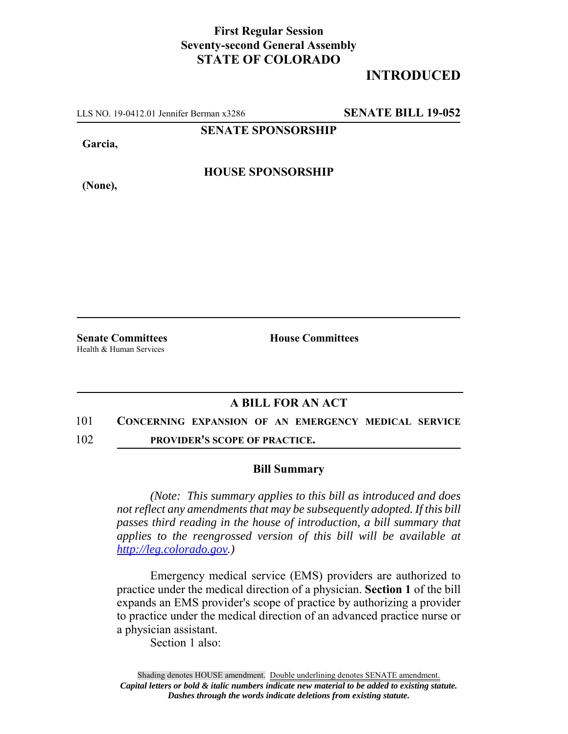**First Regular Session**
**Seventy-second General Assembly**
**STATE OF COLORADO**

## INTRODUCED

LLS NO. 19-0412.01 Jennifer Berman x3286 **SENATE BILL 19-052**

**SENATE SPONSORSHIP**

**Garcia,**

**HOUSE SPONSORSHIP**

**(None),**

**Senate Committees**
Health & Human Services

**House Committees**

### A BILL FOR AN ACT

101 **CONCERNING EXPANSION OF AN EMERGENCY MEDICAL SERVICE**
102 **PROVIDER'S SCOPE OF PRACTICE.**

### Bill Summary

*(Note: This summary applies to this bill as introduced and does not reflect any amendments that may be subsequently adopted. If this bill passes third reading in the house of introduction, a bill summary that applies to the reengrossed version of this bill will be available at http://leg.colorado.gov.)*

Emergency medical service (EMS) providers are authorized to practice under the medical direction of a physician. **Section 1** of the bill expands an EMS provider's scope of practice by authorizing a provider to practice under the medical direction of an advanced practice nurse or a physician assistant.

Section 1 also:

Shading denotes HOUSE amendment. Double underlining denotes SENATE amendment.
*Capital letters or bold & italic numbers indicate new material to be added to existing statute.*
*Dashes through the words indicate deletions from existing statute.*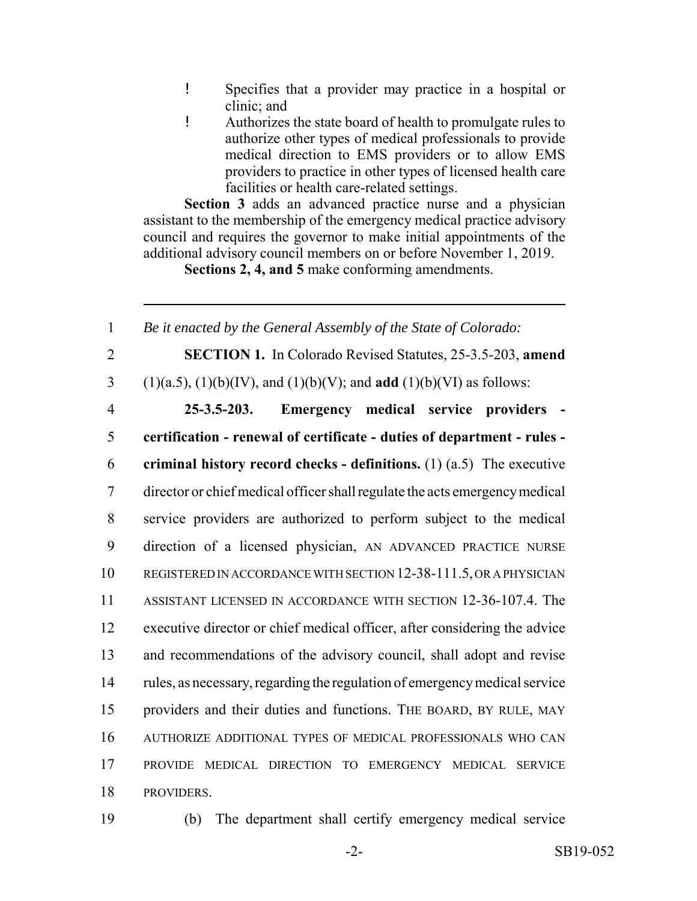- Specifies that a provider may practice in a hospital or clinic; and
- Authorizes the state board of health to promulgate rules to authorize other types of medical professionals to provide medical direction to EMS providers or to allow EMS providers to practice in other types of licensed health care facilities or health care-related settings.

**Section 3** adds an advanced practice nurse and a physician assistant to the membership of the emergency medical practice advisory council and requires the governor to make initial appointments of the additional advisory council members on or before November 1, 2019.

**Sections 2, 4, and 5** make conforming amendments.

---

1 *Be it enacted by the General Assembly of the State of Colorado:*

2 **SECTION 1.** In Colorado Revised Statutes, 25-3.5-203, **amend**
3 (1)(a.5), (1)(b)(IV), and (1)(b)(V); and **add** (1)(b)(VI) as follows:

4 **25-3.5-203. Emergency medical service providers -**
5 **certification - renewal of certificate - duties of department - rules -**
6 **criminal history record checks - definitions.** (1) (a.5) The executive
7 director or chief medical officer shall regulate the acts emergency medical
8 service providers are authorized to perform subject to the medical
9 direction of a licensed physician, AN ADVANCED PRACTICE NURSE
10 REGISTERED IN ACCORDANCE WITH SECTION 12-38-111.5, OR A PHYSICIAN
11 ASSISTANT LICENSED IN ACCORDANCE WITH SECTION 12-36-107.4. The
12 executive director or chief medical officer, after considering the advice
13 and recommendations of the advisory council, shall adopt and revise
14 rules, as necessary, regarding the regulation of emergency medical service
15 providers and their duties and functions. THE BOARD, BY RULE, MAY
16 AUTHORIZE ADDITIONAL TYPES OF MEDICAL PROFESSIONALS WHO CAN
17 PROVIDE MEDICAL DIRECTION TO EMERGENCY MEDICAL SERVICE
18 PROVIDERS.

19 (b) The department shall certify emergency medical service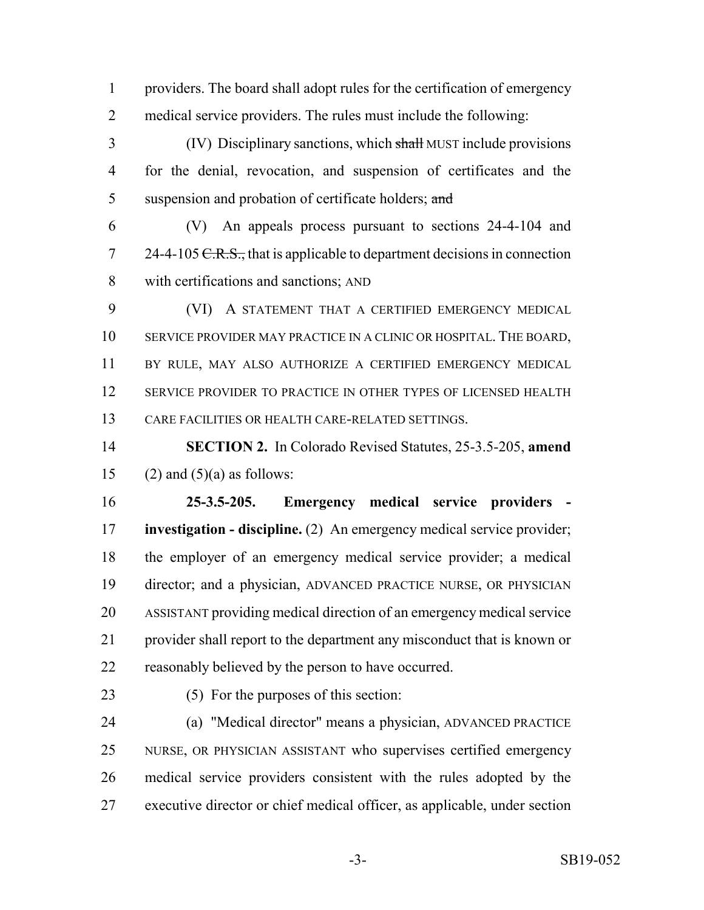providers. The board shall adopt rules for the certification of emergency medical service providers. The rules must include the following:

(IV) Disciplinary sanctions, which ~~shall~~ MUST include provisions for the denial, revocation, and suspension of certificates and the suspension and probation of certificate holders; ~~and~~

(V) An appeals process pursuant to sections 24-4-104 and 24-4-105 ~~C.R.S.,~~ that is applicable to department decisions in connection with certifications and sanctions; AND

(VI) A STATEMENT THAT A CERTIFIED EMERGENCY MEDICAL SERVICE PROVIDER MAY PRACTICE IN A CLINIC OR HOSPITAL. THE BOARD, BY RULE, MAY ALSO AUTHORIZE A CERTIFIED EMERGENCY MEDICAL SERVICE PROVIDER TO PRACTICE IN OTHER TYPES OF LICENSED HEALTH CARE FACILITIES OR HEALTH CARE-RELATED SETTINGS.

**SECTION 2.** In Colorado Revised Statutes, 25-3.5-205, **amend** (2) and (5)(a) as follows:

**25-3.5-205. Emergency medical service providers - investigation - discipline.** (2) An emergency medical service provider; the employer of an emergency medical service provider; a medical director; and a physician, ADVANCED PRACTICE NURSE, OR PHYSICIAN ASSISTANT providing medical direction of an emergency medical service provider shall report to the department any misconduct that is known or reasonably believed by the person to have occurred.

(5) For the purposes of this section:

(a) "Medical director" means a physician, ADVANCED PRACTICE NURSE, OR PHYSICIAN ASSISTANT who supervises certified emergency medical service providers consistent with the rules adopted by the executive director or chief medical officer, as applicable, under section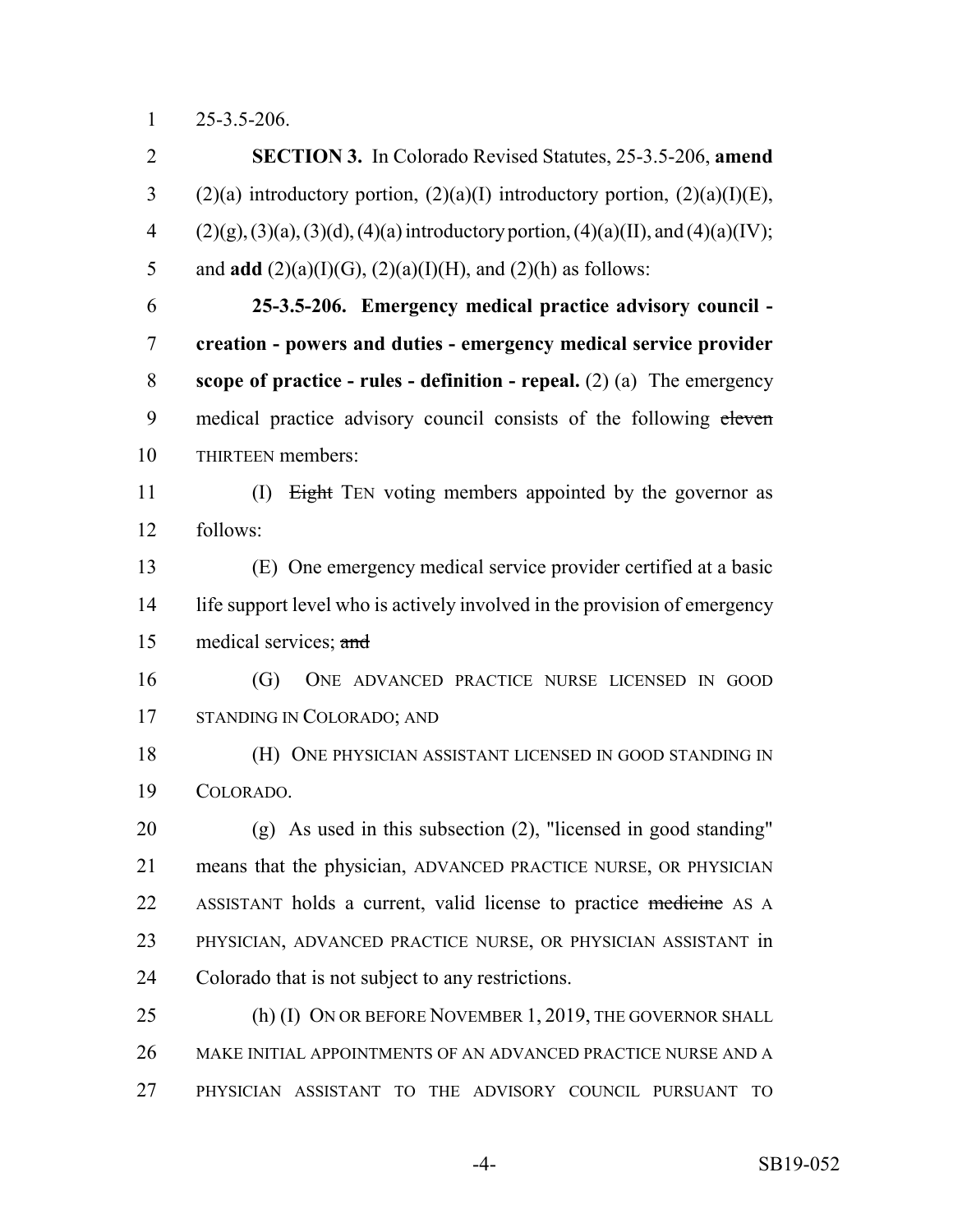25-3.5-206.

**SECTION 3.** In Colorado Revised Statutes, 25-3.5-206, **amend** (2)(a) introductory portion, (2)(a)(I) introductory portion, (2)(a)(I)(E), (2)(g), (3)(a), (3)(d), (4)(a) introductory portion, (4)(a)(II), and (4)(a)(IV); and **add** (2)(a)(I)(G), (2)(a)(I)(H), and (2)(h) as follows:

**25-3.5-206. Emergency medical practice advisory council - creation - powers and duties - emergency medical service provider scope of practice - rules - definition - repeal.** (2) (a) The emergency medical practice advisory council consists of the following ~~eleven~~ THIRTEEN members:

(I) ~~Eight~~ TEN voting members appointed by the governor as follows:

(E) One emergency medical service provider certified at a basic life support level who is actively involved in the provision of emergency medical services; ~~and~~

(G) ONE ADVANCED PRACTICE NURSE LICENSED IN GOOD STANDING IN COLORADO; AND

(H) ONE PHYSICIAN ASSISTANT LICENSED IN GOOD STANDING IN COLORADO.

(g) As used in this subsection (2), "licensed in good standing" means that the physician, ADVANCED PRACTICE NURSE, OR PHYSICIAN ASSISTANT holds a current, valid license to practice ~~medicine~~ AS A PHYSICIAN, ADVANCED PRACTICE NURSE, OR PHYSICIAN ASSISTANT in Colorado that is not subject to any restrictions.

(h) (I) ON OR BEFORE NOVEMBER 1, 2019, THE GOVERNOR SHALL MAKE INITIAL APPOINTMENTS OF AN ADVANCED PRACTICE NURSE AND A PHYSICIAN ASSISTANT TO THE ADVISORY COUNCIL PURSUANT TO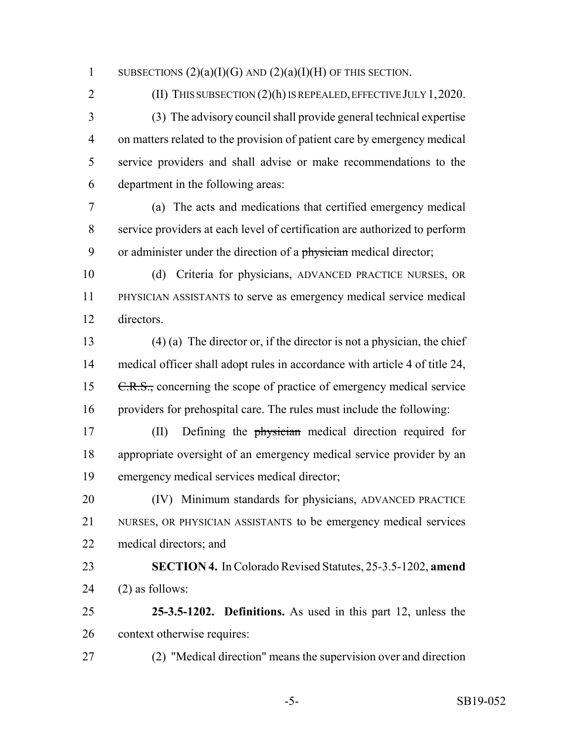SUBSECTIONS (2)(a)(I)(G) AND (2)(a)(I)(H) OF THIS SECTION.

(II) THIS SUBSECTION (2)(h) IS REPEALED, EFFECTIVE JULY 1, 2020.

(3) The advisory council shall provide general technical expertise on matters related to the provision of patient care by emergency medical service providers and shall advise or make recommendations to the department in the following areas:

(a) The acts and medications that certified emergency medical service providers at each level of certification are authorized to perform or administer under the direction of a ~~physician~~ medical director;

(d) Criteria for physicians, ADVANCED PRACTICE NURSES, OR PHYSICIAN ASSISTANTS to serve as emergency medical service medical directors.

(4) (a) The director or, if the director is not a physician, the chief medical officer shall adopt rules in accordance with article 4 of title 24, ~~C.R.S.,~~ concerning the scope of practice of emergency medical service providers for prehospital care. The rules must include the following:

(II) Defining the ~~physician~~ medical direction required for appropriate oversight of an emergency medical service provider by an emergency medical services medical director;

(IV) Minimum standards for physicians, ADVANCED PRACTICE NURSES, OR PHYSICIAN ASSISTANTS to be emergency medical services medical directors; and

**SECTION 4.** In Colorado Revised Statutes, 25-3.5-1202, **amend** (2) as follows:

**25-3.5-1202. Definitions.** As used in this part 12, unless the context otherwise requires:

(2) "Medical direction" means the supervision over and direction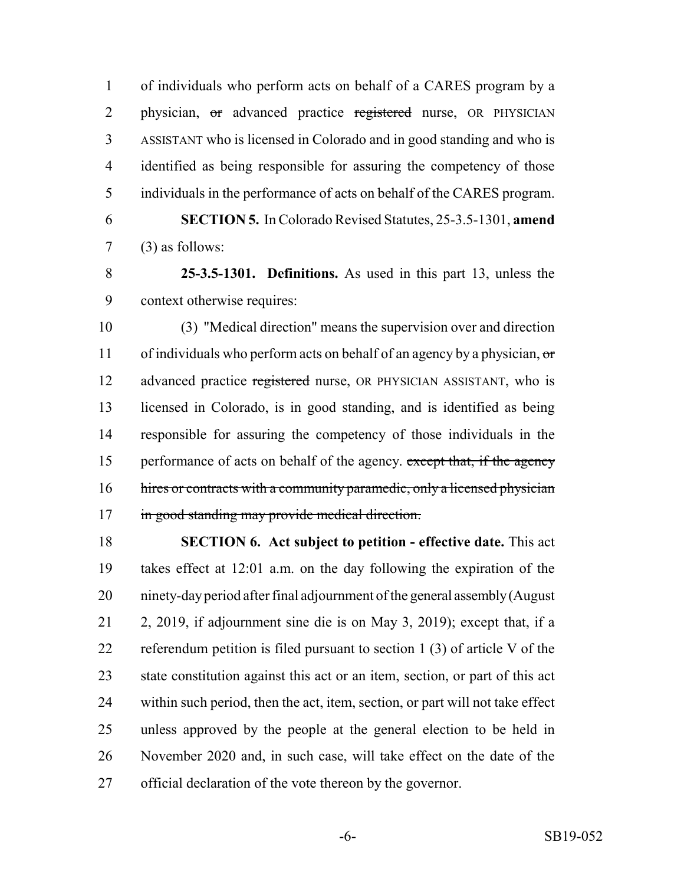of individuals who perform acts on behalf of a CARES program by a physician, ~~or~~ advanced practice ~~registered~~ nurse, OR PHYSICIAN ASSISTANT who is licensed in Colorado and in good standing and who is identified as being responsible for assuring the competency of those individuals in the performance of acts on behalf of the CARES program.

**SECTION 5.** In Colorado Revised Statutes, 25-3.5-1301, **amend** (3) as follows:

**25-3.5-1301. Definitions.** As used in this part 13, unless the context otherwise requires:

(3) "Medical direction" means the supervision over and direction of individuals who perform acts on behalf of an agency by a physician, ~~or~~ advanced practice ~~registered~~ nurse, OR PHYSICIAN ASSISTANT, who is licensed in Colorado, is in good standing, and is identified as being responsible for assuring the competency of those individuals in the performance of acts on behalf of the agency. ~~except that, if the agency hires or contracts with a community paramedic, only a licensed physician in good standing may provide medical direction.~~

**SECTION 6. Act subject to petition - effective date.** This act takes effect at 12:01 a.m. on the day following the expiration of the ninety-day period after final adjournment of the general assembly (August 2, 2019, if adjournment sine die is on May 3, 2019); except that, if a referendum petition is filed pursuant to section 1 (3) of article V of the state constitution against this act or an item, section, or part of this act within such period, then the act, item, section, or part will not take effect unless approved by the people at the general election to be held in November 2020 and, in such case, will take effect on the date of the official declaration of the vote thereon by the governor.